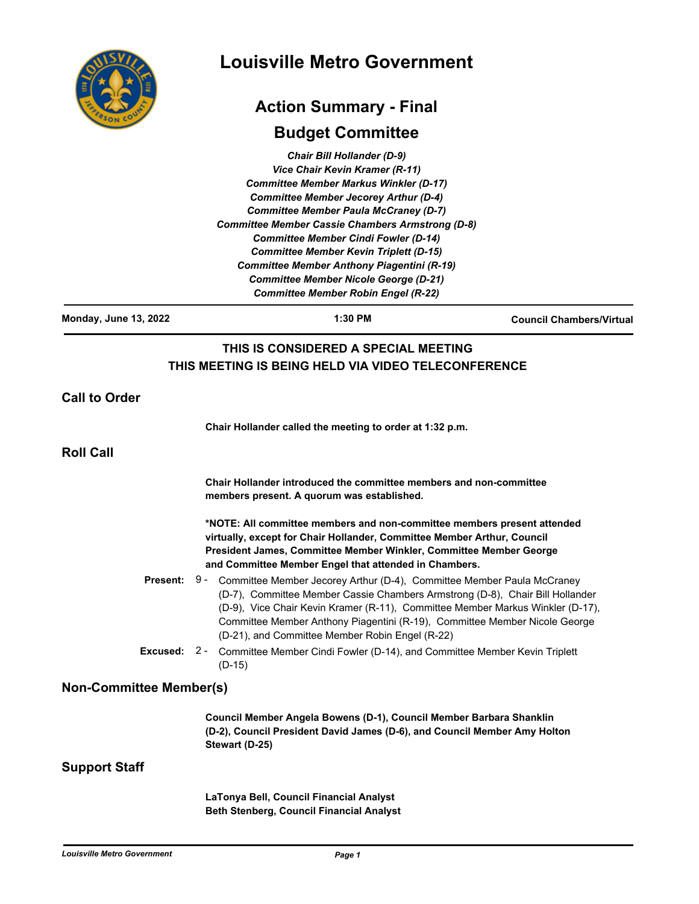# Louisville Metro Government

## Action Summary - Final

## Budget Committee

*Chair Bill Hollander (D-9)*
*Vice Chair Kevin Kramer (R-11)*
*Committee Member Markus Winkler (D-17)*
*Committee Member Jecorey Arthur (D-4)*
*Committee Member Paula McCraney (D-7)*
*Committee Member Cassie Chambers Armstrong (D-8)*
*Committee Member Cindi Fowler (D-14)*
*Committee Member Kevin Triplett (D-15)*
*Committee Member Anthony Piagentini (R-19)*
*Committee Member Nicole George (D-21)*
*Committee Member Robin Engel (R-22)*

**Monday, June 13, 2022** | **1:30 PM** | **Council Chambers/Virtual**

**THIS IS CONSIDERED A SPECIAL MEETING**
**THIS MEETING IS BEING HELD VIA VIDEO TELECONFERENCE**

## Call to Order

**Chair Hollander called the meeting to order at 1:32 p.m.**

## Roll Call

**Chair Hollander introduced the committee members and non-committee members present. A quorum was established.**

**\*NOTE: All committee members and non-committee members present attended virtually, except for Chair Hollander, Committee Member Arthur, Council President James, Committee Member Winkler, Committee Member George and Committee Member Engel that attended in Chambers.**

**Present:** 9 - Committee Member Jecorey Arthur (D-4), Committee Member Paula McCraney (D-7), Committee Member Cassie Chambers Armstrong (D-8), Chair Bill Hollander (D-9), Vice Chair Kevin Kramer (R-11), Committee Member Markus Winkler (D-17), Committee Member Anthony Piagentini (R-19), Committee Member Nicole George (D-21), and Committee Member Robin Engel (R-22)

**Excused:** 2 - Committee Member Cindi Fowler (D-14), and Committee Member Kevin Triplett (D-15)

## Non-Committee Member(s)

**Council Member Angela Bowens (D-1), Council Member Barbara Shanklin (D-2), Council President David James (D-6), and Council Member Amy Holton Stewart (D-25)**

## Support Staff

**LaTonya Bell, Council Financial Analyst**
**Beth Stenberg, Council Financial Analyst**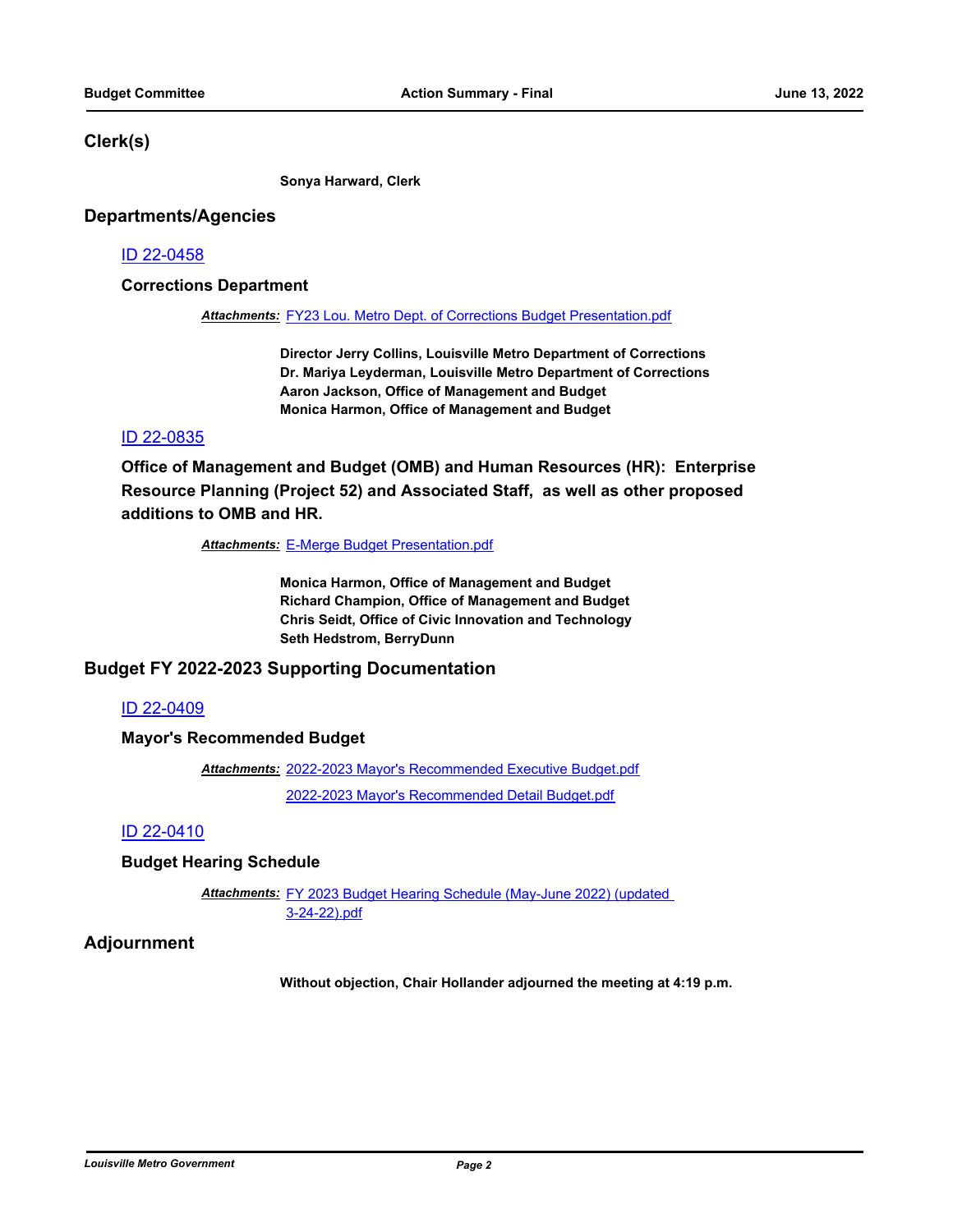## Clerk(s)

**Sonya Harward, Clerk**

## Departments/Agencies

### ID 22-0458

**Corrections Department**

***Attachments:*** FY23 Lou. Metro Dept. of Corrections Budget Presentation.pdf

**Director Jerry Collins, Louisville Metro Department of Corrections**
**Dr. Mariya Leyderman, Louisville Metro Department of Corrections**
**Aaron Jackson, Office of Management and Budget**
**Monica Harmon, Office of Management and Budget**

### ID 22-0835

**Office of Management and Budget (OMB) and Human Resources (HR): Enterprise Resource Planning (Project 52) and Associated Staff, as well as other proposed additions to OMB and HR.**

***Attachments:*** E-Merge Budget Presentation.pdf

**Monica Harmon, Office of Management and Budget**
**Richard Champion, Office of Management and Budget**
**Chris Seidt, Office of Civic Innovation and Technology**
**Seth Hedstrom, BerryDunn**

## Budget FY 2022-2023 Supporting Documentation

### ID 22-0409

**Mayor's Recommended Budget**

***Attachments:*** 2022-2023 Mayor's Recommended Executive Budget.pdf
2022-2023 Mayor's Recommended Detail Budget.pdf

### ID 22-0410

**Budget Hearing Schedule**

***Attachments:*** FY 2023 Budget Hearing Schedule (May-June 2022) (updated 3-24-22).pdf

## Adjournment

**Without objection, Chair Hollander adjourned the meeting at 4:19 p.m.**